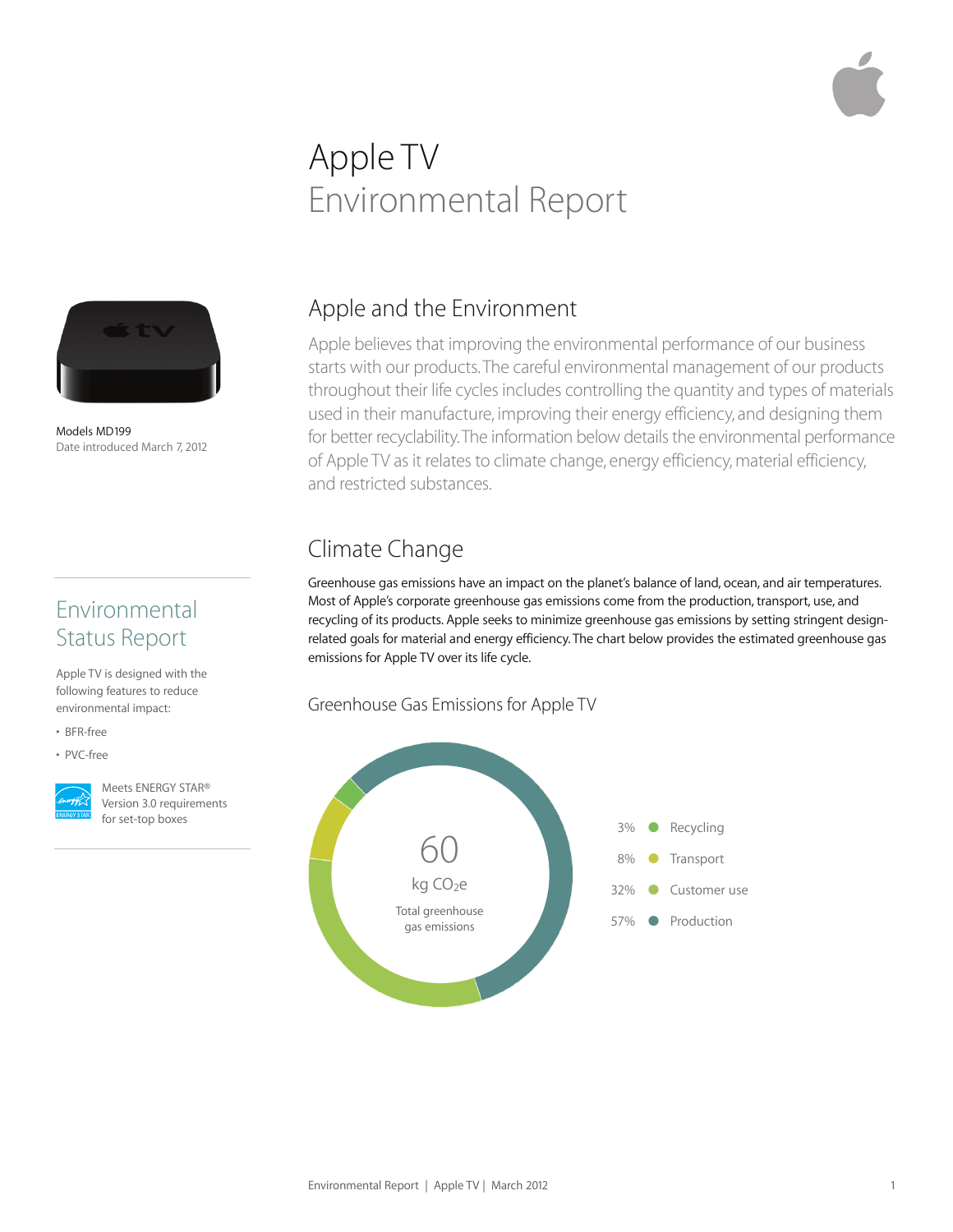# Apple TV
# Environmental Report

Models MD199
Date introduced March 7, 2012

## Environmental Status Report

Apple TV is designed with the following features to reduce environmental impact:

- BFR-free
- PVC-free

Meets ENERGY STAR® Version 3.0 requirements for set-top boxes

## Apple and the Environment

Apple believes that improving the environmental performance of our business starts with our products. The careful environmental management of our products throughout their life cycles includes controlling the quantity and types of materials used in their manufacture, improving their energy efficiency, and designing them for better recyclability. The information below details the environmental performance of Apple TV as it relates to climate change, energy efficiency, material efficiency, and restricted substances.

## Climate Change

Greenhouse gas emissions have an impact on the planet's balance of land, ocean, and air temperatures. Most of Apple's corporate greenhouse gas emissions come from the production, transport, use, and recycling of its products. Apple seeks to minimize greenhouse gas emissions by setting stringent design-related goals for material and energy efficiency. The chart below provides the estimated greenhouse gas emissions for Apple TV over its life cycle.

### Greenhouse Gas Emissions for Apple TV

60 kg $CO_2e$
Total greenhouse gas emissions

| Share | Phase |
|---|---|
| 3% | Recycling |
| 8% | Transport |
| 32% | Customer use |
| 57% | Production |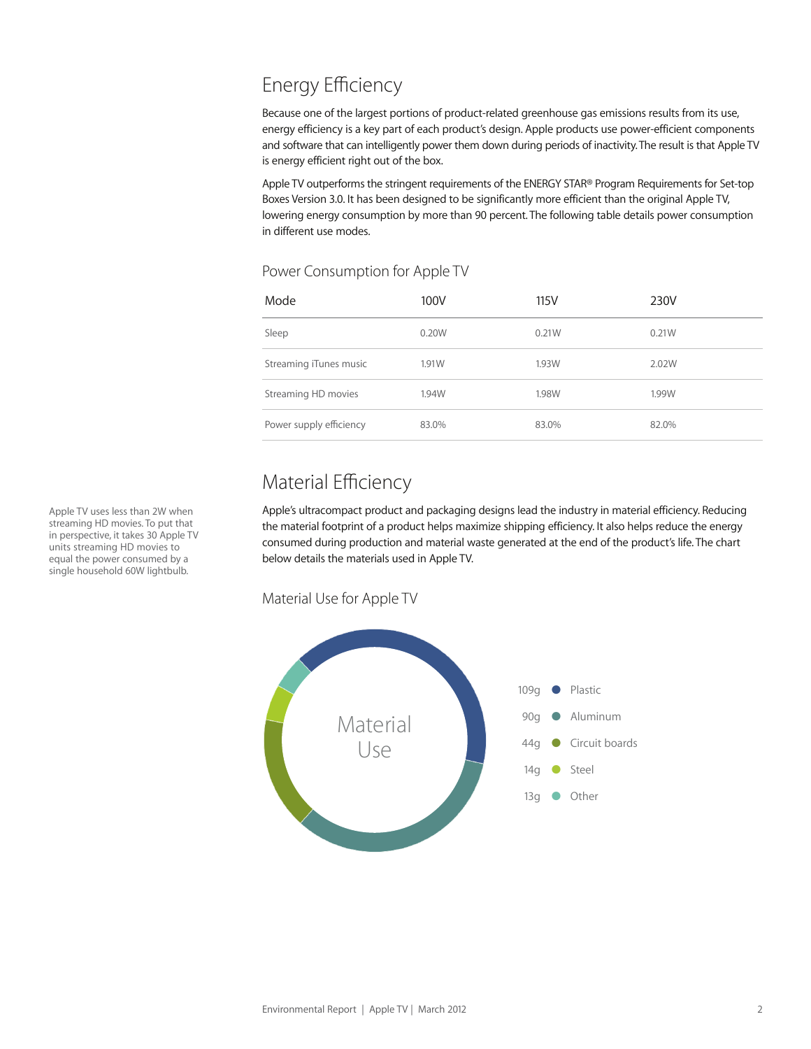## Energy Efficiency

Because one of the largest portions of product-related greenhouse gas emissions results from its use, energy efficiency is a key part of each product's design. Apple products use power-efficient components and software that can intelligently power them down during periods of inactivity. The result is that Apple TV is energy efficient right out of the box.

Apple TV outperforms the stringent requirements of the ENERGY STAR® Program Requirements for Set-top Boxes Version 3.0. It has been designed to be significantly more efficient than the original Apple TV, lowering energy consumption by more than 90 percent. The following table details power consumption in different use modes.

### Power Consumption for Apple TV

| Mode | 100V | 115V | 230V |
|---|---|---|---|
| Sleep | 0.20W | 0.21W | 0.21W |
| Streaming iTunes music | 1.91W | 1.93W | 2.02W |
| Streaming HD movies | 1.94W | 1.98W | 1.99W |
| Power supply efficiency | 83.0% | 83.0% | 82.0% |

Apple TV uses less than 2W when streaming HD movies. To put that in perspective, it takes 30 Apple TV units streaming HD movies to equal the power consumed by a single household 60W lightbulb.

## Material Efficiency

Apple's ultracompact product and packaging designs lead the industry in material efficiency. Reducing the material footprint of a product helps maximize shipping efficiency. It also helps reduce the energy consumed during production and material waste generated at the end of the product's life. The chart below details the materials used in Apple TV.

### Material Use for Apple TV

Material Use

| Weight | Material |
|---|---|
| 109g | Plastic |
| 90g | Aluminum |
| 44g | Circuit boards |
| 14g | Steel |
| 13g | Other |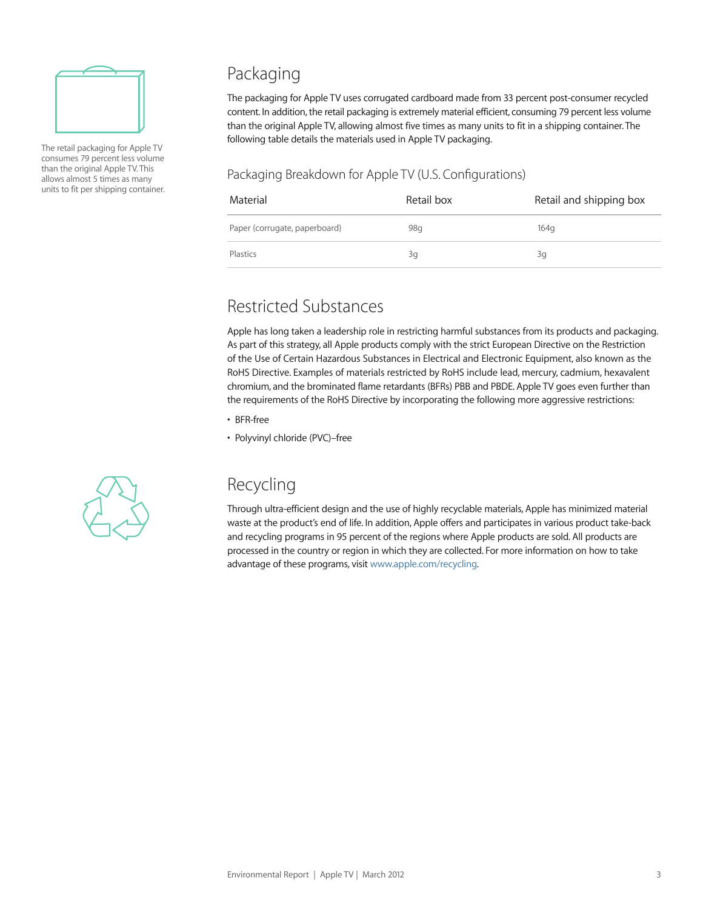The retail packaging for Apple TV consumes 79 percent less volume than the original Apple TV. This allows almost 5 times as many units to fit per shipping container.

## Packaging

The packaging for Apple TV uses corrugated cardboard made from 33 percent post-consumer recycled content. In addition, the retail packaging is extremely material efficient, consuming 79 percent less volume than the original Apple TV, allowing almost five times as many units to fit in a shipping container. The following table details the materials used in Apple TV packaging.

### Packaging Breakdown for Apple TV (U.S. Configurations)

| Material | Retail box | Retail and shipping box |
| --- | --- | --- |
| Paper (corrugate, paperboard) | 98g | 164g |
| Plastics | 3g | 3g |

## Restricted Substances

Apple has long taken a leadership role in restricting harmful substances from its products and packaging. As part of this strategy, all Apple products comply with the strict European Directive on the Restriction of the Use of Certain Hazardous Substances in Electrical and Electronic Equipment, also known as the RoHS Directive. Examples of materials restricted by RoHS include lead, mercury, cadmium, hexavalent chromium, and the brominated flame retardants (BFRs) PBB and PBDE. Apple TV goes even further than the requirements of the RoHS Directive by incorporating the following more aggressive restrictions:

- BFR-free
- Polyvinyl chloride (PVC)–free

## Recycling

Through ultra-efficient design and the use of highly recyclable materials, Apple has minimized material waste at the product's end of life. In addition, Apple offers and participates in various product take-back and recycling programs in 95 percent of the regions where Apple products are sold. All products are processed in the country or region in which they are collected. For more information on how to take advantage of these programs, visit www.apple.com/recycling.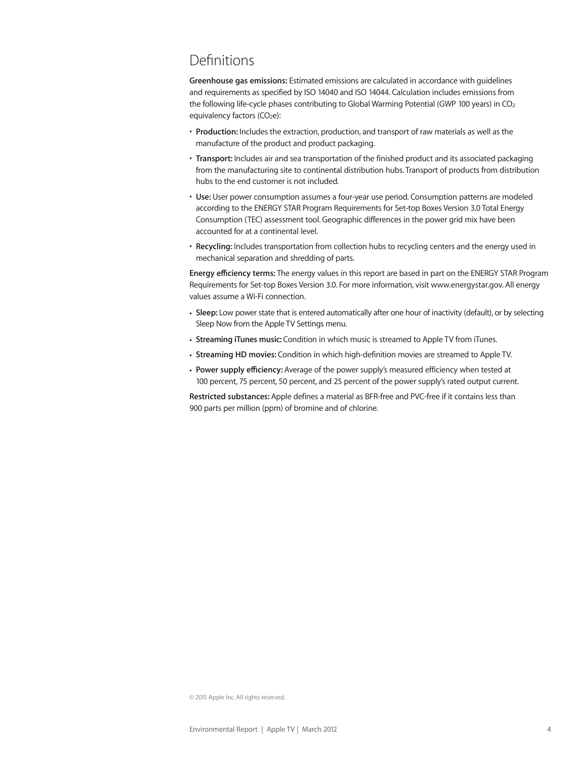# Definitions

**Greenhouse gas emissions:** Estimated emissions are calculated in accordance with guidelines and requirements as specified by ISO 14040 and ISO 14044. Calculation includes emissions from the following life-cycle phases contributing to Global Warming Potential (GWP 100 years) in $CO_2$ equivalency factors ($CO_2e$):

- **Production:** Includes the extraction, production, and transport of raw materials as well as the manufacture of the product and product packaging.
- **Transport:** Includes air and sea transportation of the finished product and its associated packaging from the manufacturing site to continental distribution hubs. Transport of products from distribution hubs to the end customer is not included.
- **Use:** User power consumption assumes a four-year use period. Consumption patterns are modeled according to the ENERGY STAR Program Requirements for Set-top Boxes Version 3.0 Total Energy Consumption (TEC) assessment tool. Geographic differences in the power grid mix have been accounted for at a continental level.
- **Recycling:** Includes transportation from collection hubs to recycling centers and the energy used in mechanical separation and shredding of parts.

**Energy efficiency terms:** The energy values in this report are based in part on the ENERGY STAR Program Requirements for Set-top Boxes Version 3.0. For more information, visit www.energystar.gov. All energy values assume a Wi-Fi connection.

- **Sleep:** Low power state that is entered automatically after one hour of inactivity (default), or by selecting Sleep Now from the Apple TV Settings menu.
- **Streaming iTunes music:** Condition in which music is streamed to Apple TV from iTunes.
- **Streaming HD movies:** Condition in which high-definition movies are streamed to Apple TV.
- **Power supply efficiency:** Average of the power supply's measured efficiency when tested at 100 percent, 75 percent, 50 percent, and 25 percent of the power supply's rated output current.

**Restricted substances:** Apple defines a material as BFR-free and PVC-free if it contains less than 900 parts per million (ppm) of bromine and of chlorine.

© 2015 Apple Inc. All rights reserved.